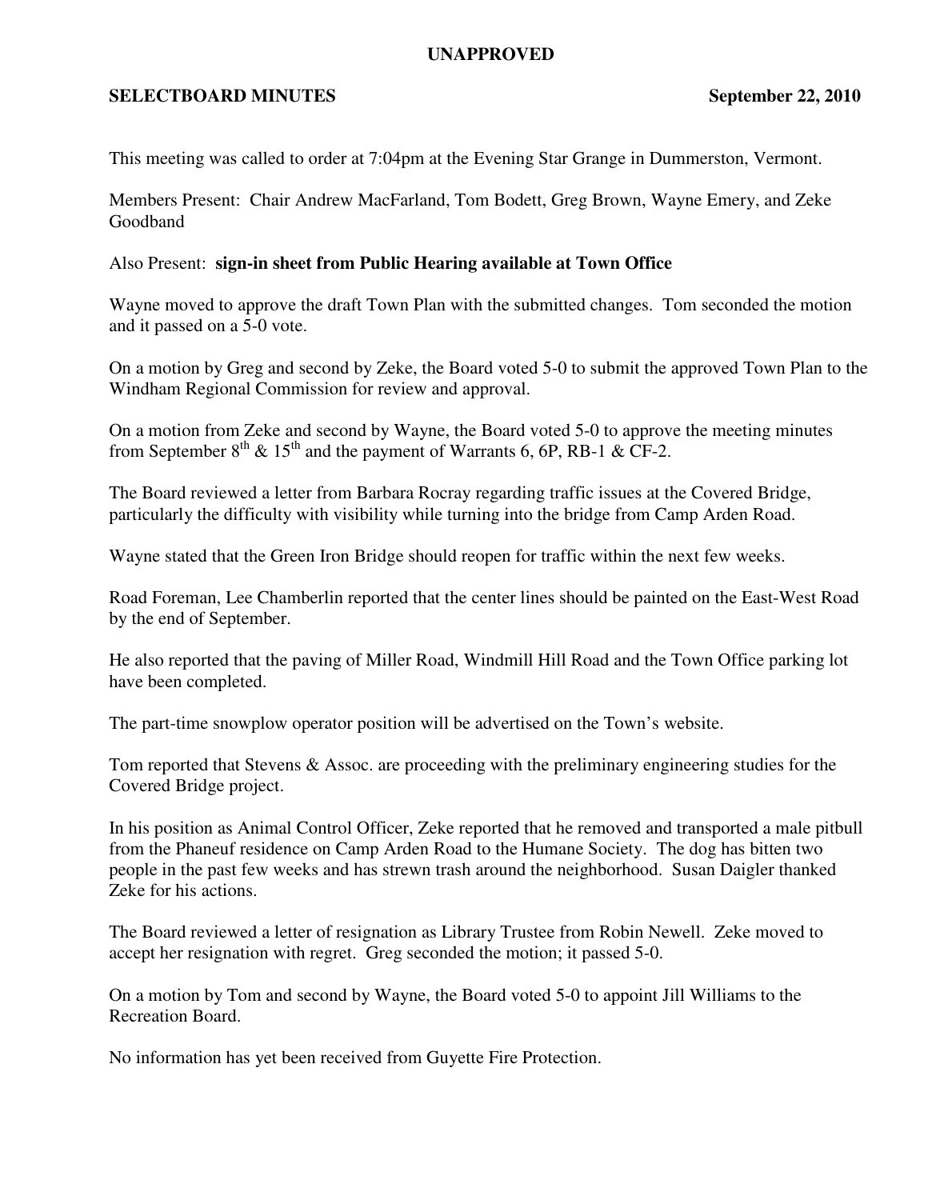**UNAPPROVED**

**SELECTBOARD MINUTES** **September 22, 2010**

This meeting was called to order at 7:04pm at the Evening Star Grange in Dummerston, Vermont.

Members Present: Chair Andrew MacFarland, Tom Bodett, Greg Brown, Wayne Emery, and Zeke Goodband

Also Present: **sign-in sheet from Public Hearing available at Town Office**

Wayne moved to approve the draft Town Plan with the submitted changes. Tom seconded the motion and it passed on a 5-0 vote.

On a motion by Greg and second by Zeke, the Board voted 5-0 to submit the approved Town Plan to the Windham Regional Commission for review and approval.

On a motion from Zeke and second by Wayne, the Board voted 5-0 to approve the meeting minutes from September 8th & 15th and the payment of Warrants 6, 6P, RB-1 & CF-2.

The Board reviewed a letter from Barbara Rocray regarding traffic issues at the Covered Bridge, particularly the difficulty with visibility while turning into the bridge from Camp Arden Road.

Wayne stated that the Green Iron Bridge should reopen for traffic within the next few weeks.

Road Foreman, Lee Chamberlin reported that the center lines should be painted on the East-West Road by the end of September.

He also reported that the paving of Miller Road, Windmill Hill Road and the Town Office parking lot have been completed.

The part-time snowplow operator position will be advertised on the Town's website.

Tom reported that Stevens & Assoc. are proceeding with the preliminary engineering studies for the Covered Bridge project.

In his position as Animal Control Officer, Zeke reported that he removed and transported a male pitbull from the Phaneuf residence on Camp Arden Road to the Humane Society. The dog has bitten two people in the past few weeks and has strewn trash around the neighborhood. Susan Daigler thanked Zeke for his actions.

The Board reviewed a letter of resignation as Library Trustee from Robin Newell. Zeke moved to accept her resignation with regret. Greg seconded the motion; it passed 5-0.

On a motion by Tom and second by Wayne, the Board voted 5-0 to appoint Jill Williams to the Recreation Board.

No information has yet been received from Guyette Fire Protection.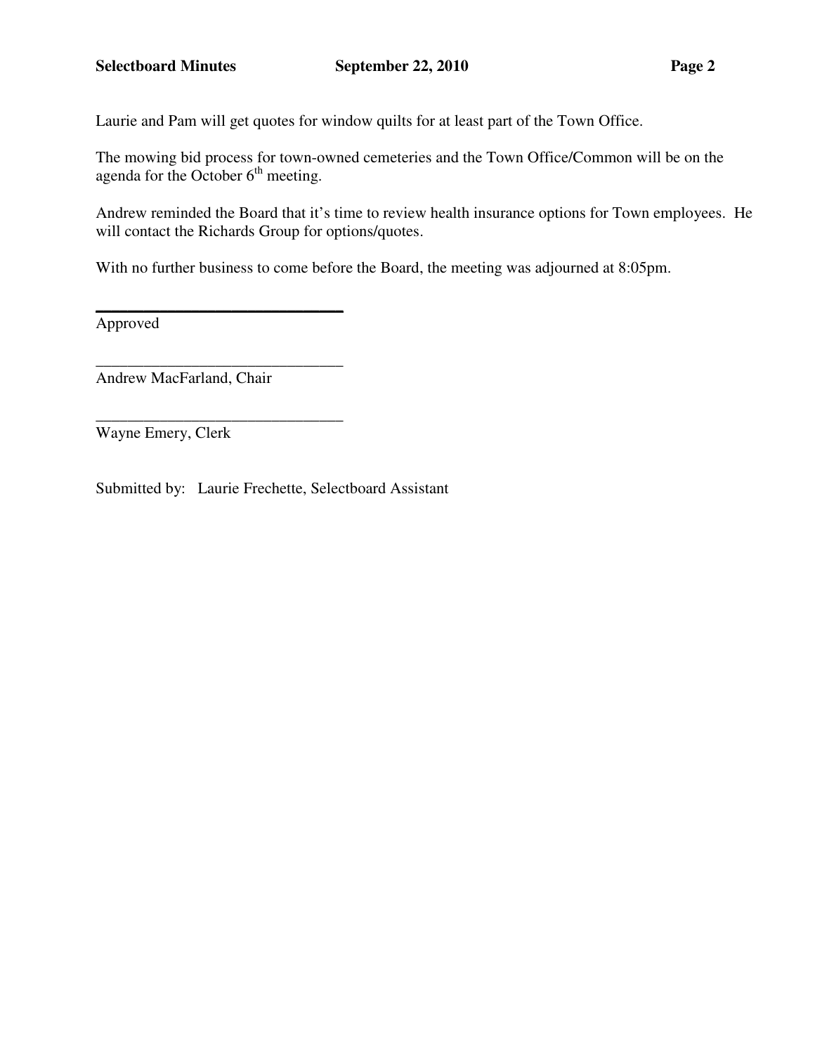Laurie and Pam will get quotes for window quilts for at least part of the Town Office.

The mowing bid process for town-owned cemeteries and the Town Office/Common will be on the agenda for the October 6th meeting.

Andrew reminded the Board that it's time to review health insurance options for Town employees. He will contact the Richards Group for options/quotes.

With no further business to come before the Board, the meeting was adjourned at 8:05pm.

_______________________________
Approved

_______________________________
Andrew MacFarland, Chair

_______________________________
Wayne Emery, Clerk

Submitted by: Laurie Frechette, Selectboard Assistant